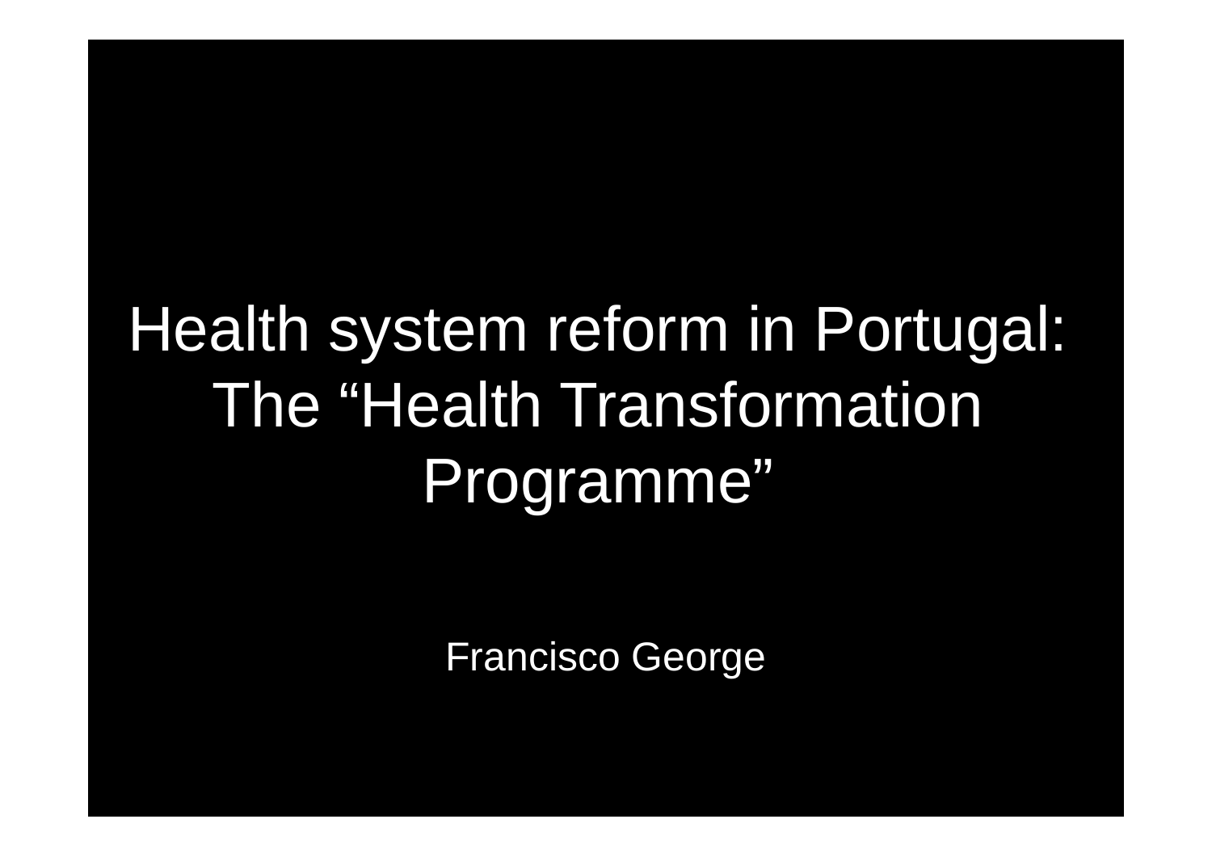# Health system reform in Portugal: The “Health Transformation Programme”

Francisco George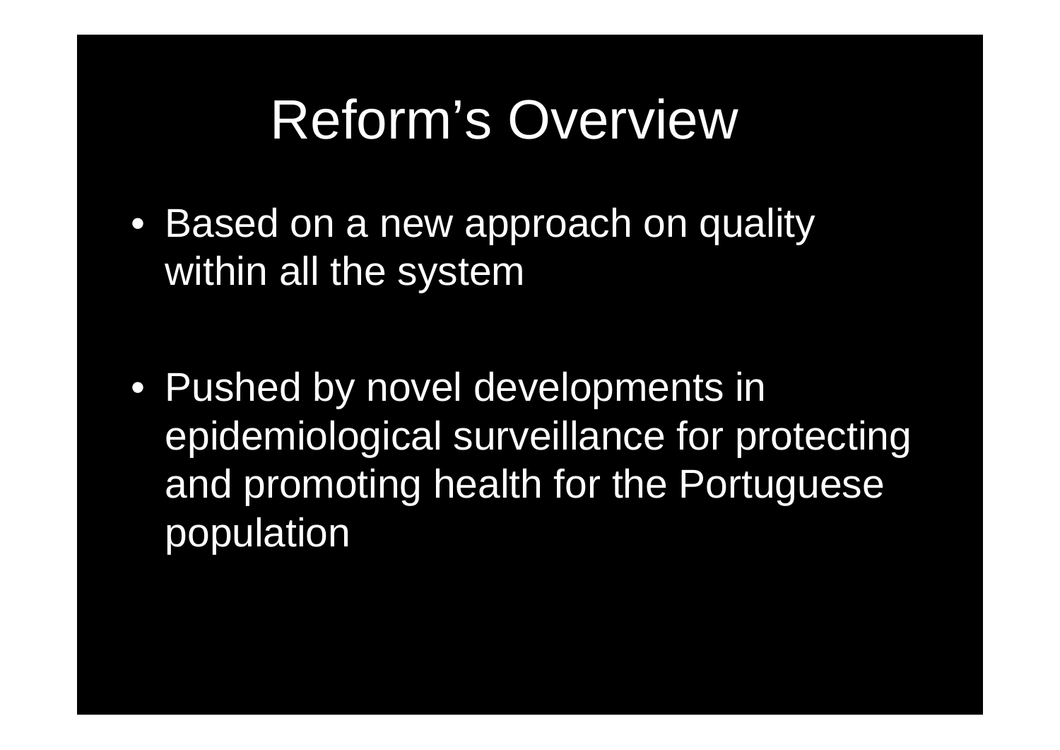# Reform's Overview

- Based on a new approach on quality within all the system
- Pushed by novel developments in epidemiological surveillance for protecting and promoting health for the Portuguese population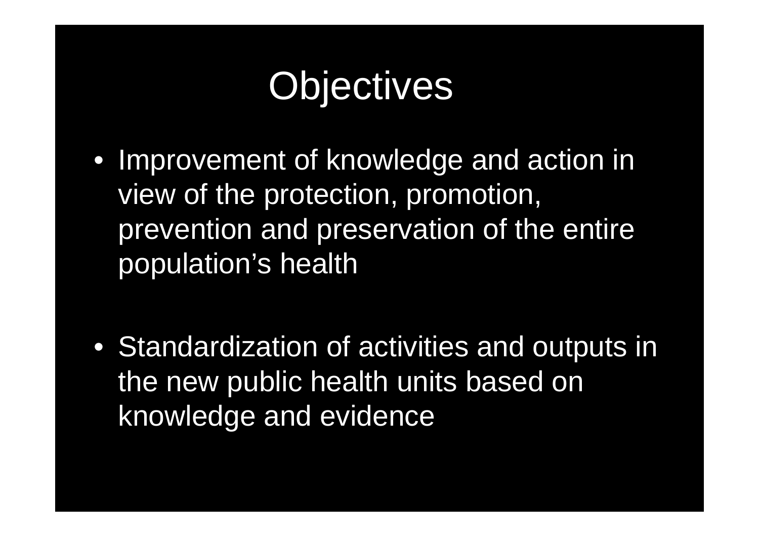# Objectives

- Improvement of knowledge and action in view of the protection, promotion, prevention and preservation of the entire population's health

- Standardization of activities and outputs in the new public health units based on knowledge and evidence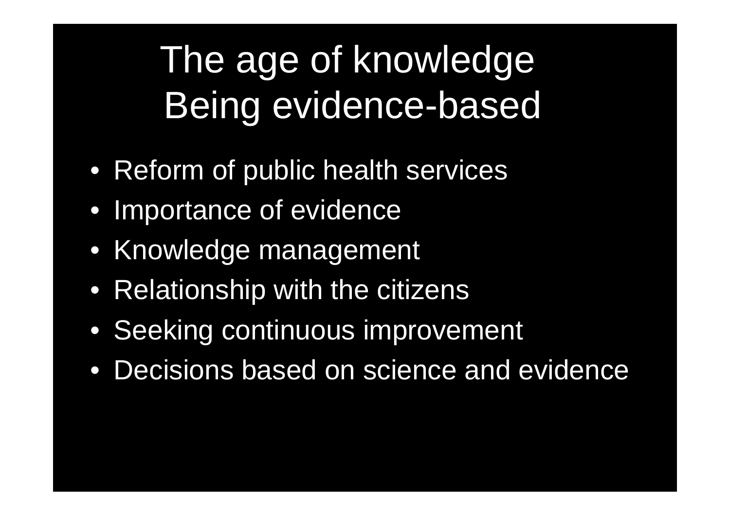# The age of knowledge
# Being evidence-based

- Reform of public health services
- Importance of evidence
- Knowledge management
- Relationship with the citizens
- Seeking continuous improvement
- Decisions based on science and evidence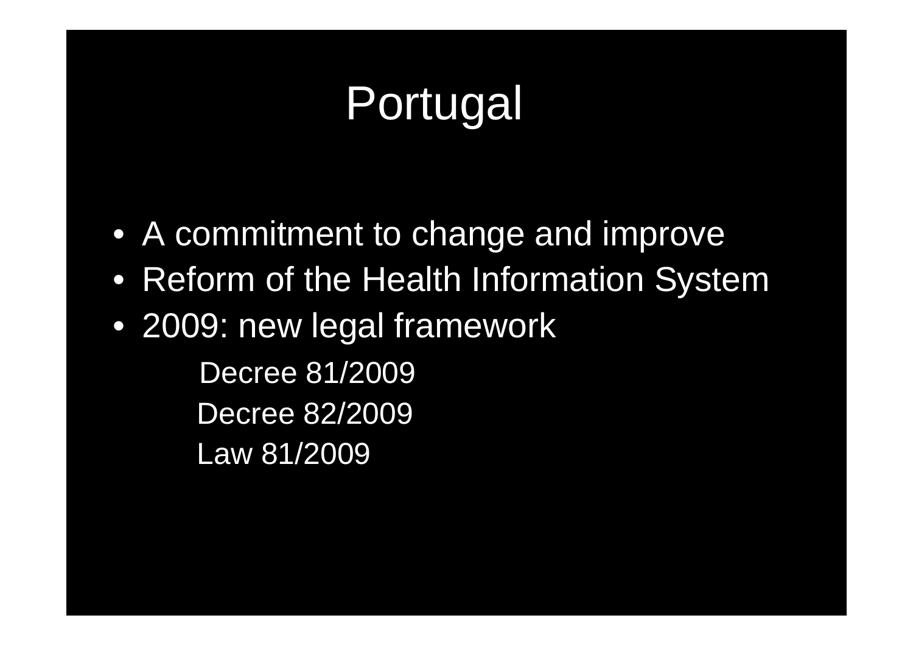# Portugal

- A commitment to change and improve
- Reform of the Health Information System
- 2009: new legal framework
  - Decree 81/2009
  - Decree 82/2009
  - Law 81/2009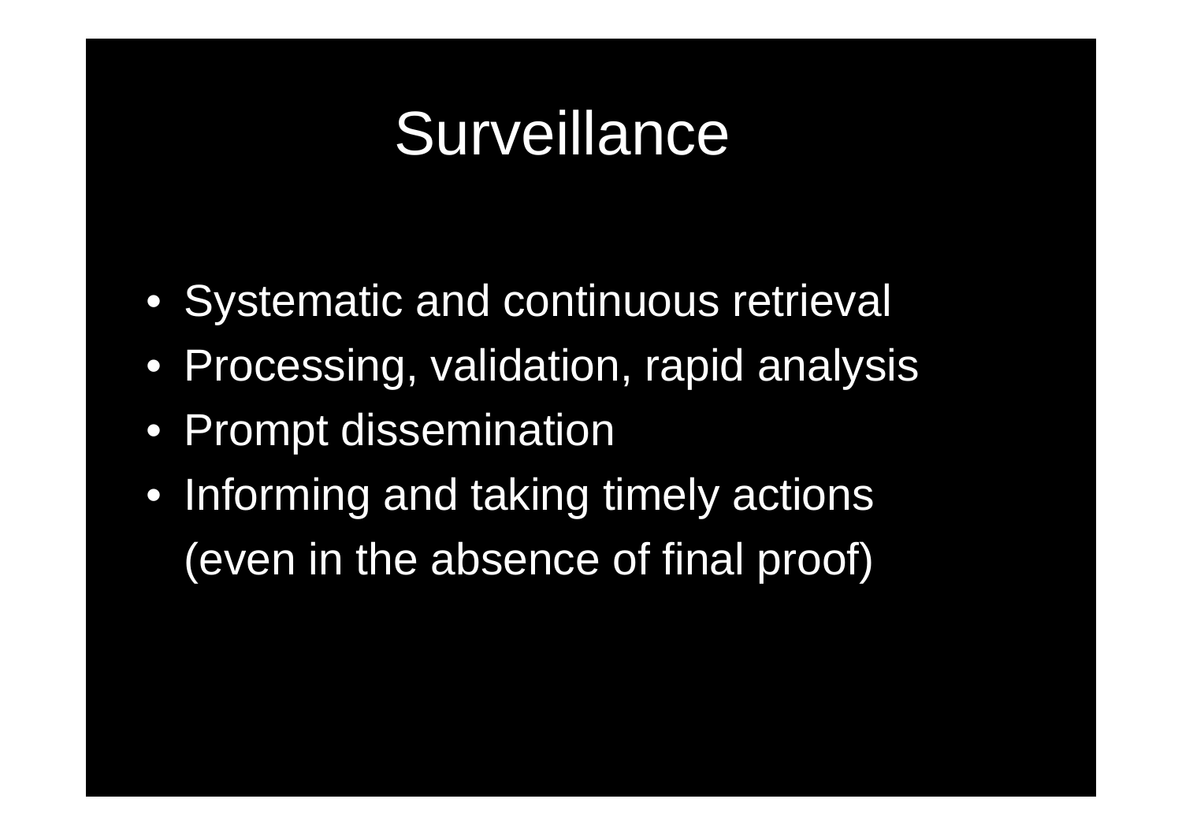# Surveillance

- Systematic and continuous retrieval
- Processing, validation, rapid analysis
- Prompt dissemination
- Informing and taking timely actions (even in the absence of final proof)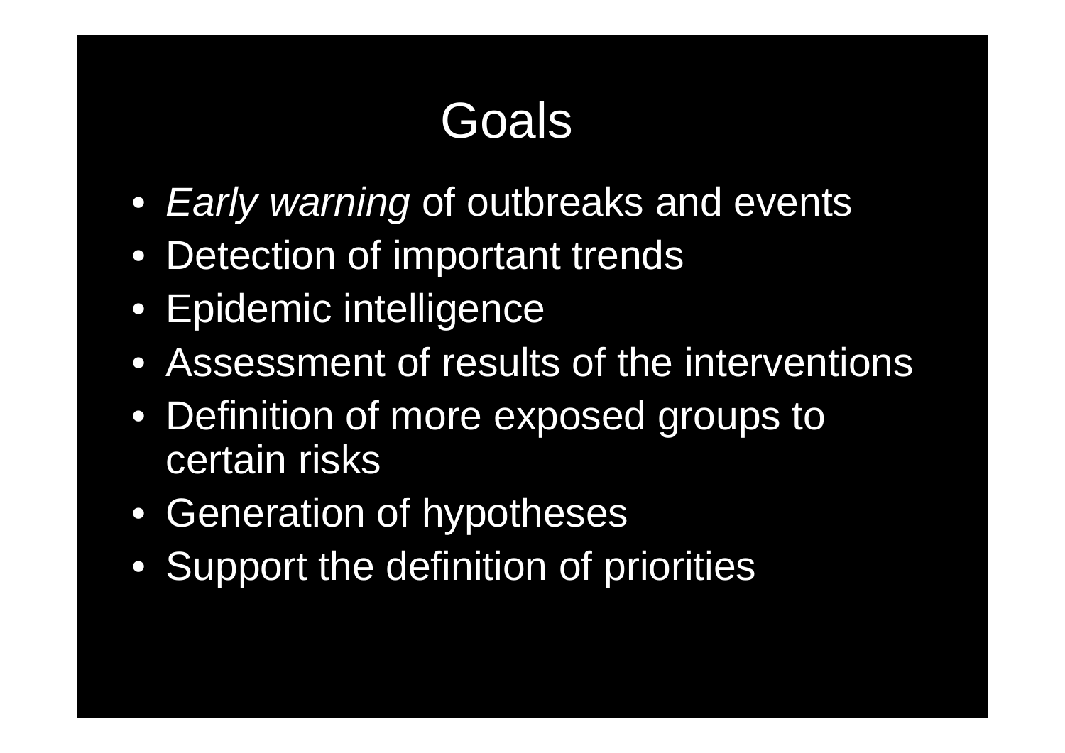# Goals

- *Early warning* of outbreaks and events
- Detection of important trends
- Epidemic intelligence
- Assessment of results of the interventions
- Definition of more exposed groups to certain risks
- Generation of hypotheses
- Support the definition of priorities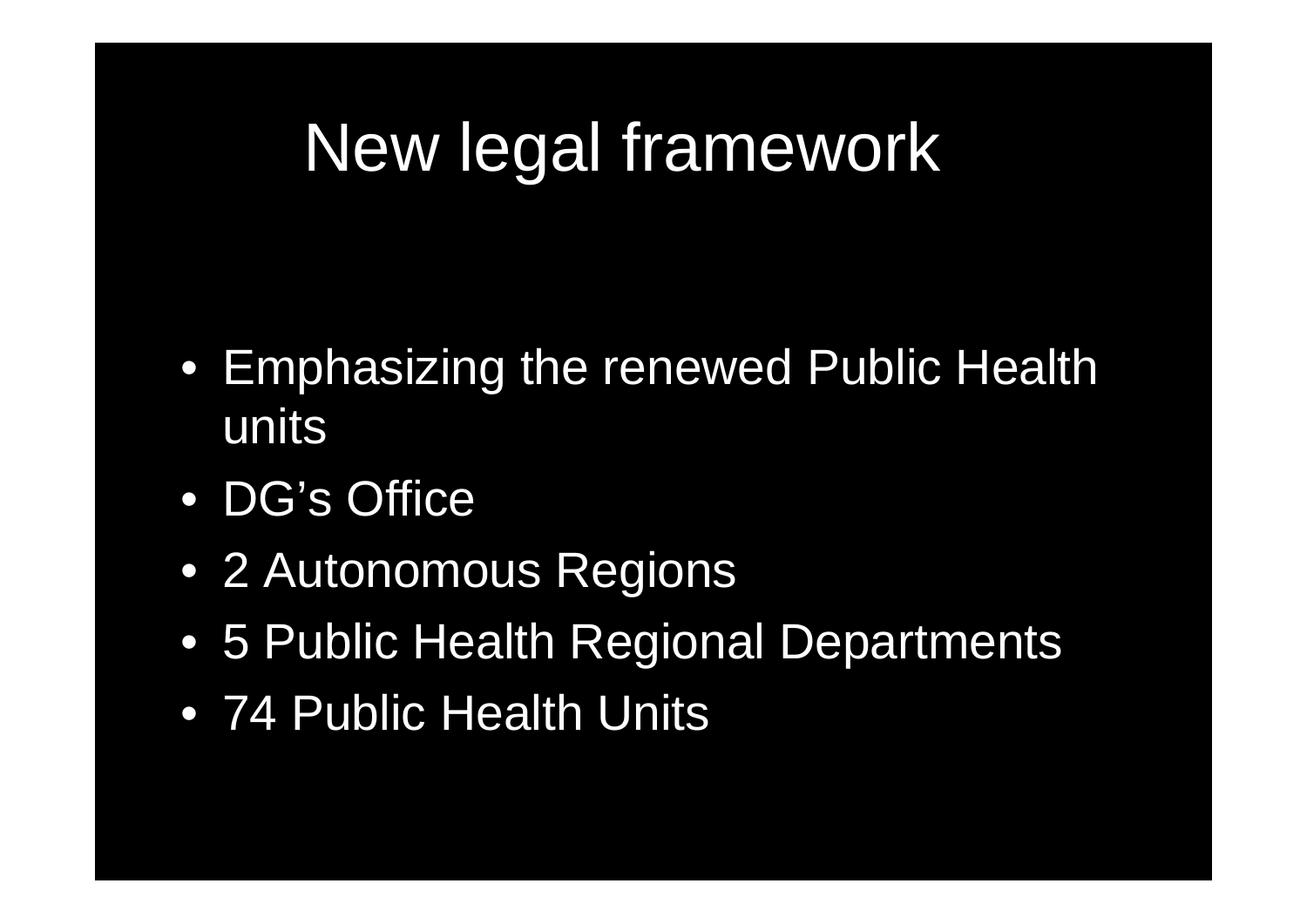# New legal framework

- Emphasizing the renewed Public Health units
- DG's Office
- 2 Autonomous Regions
- 5 Public Health Regional Departments
- 74 Public Health Units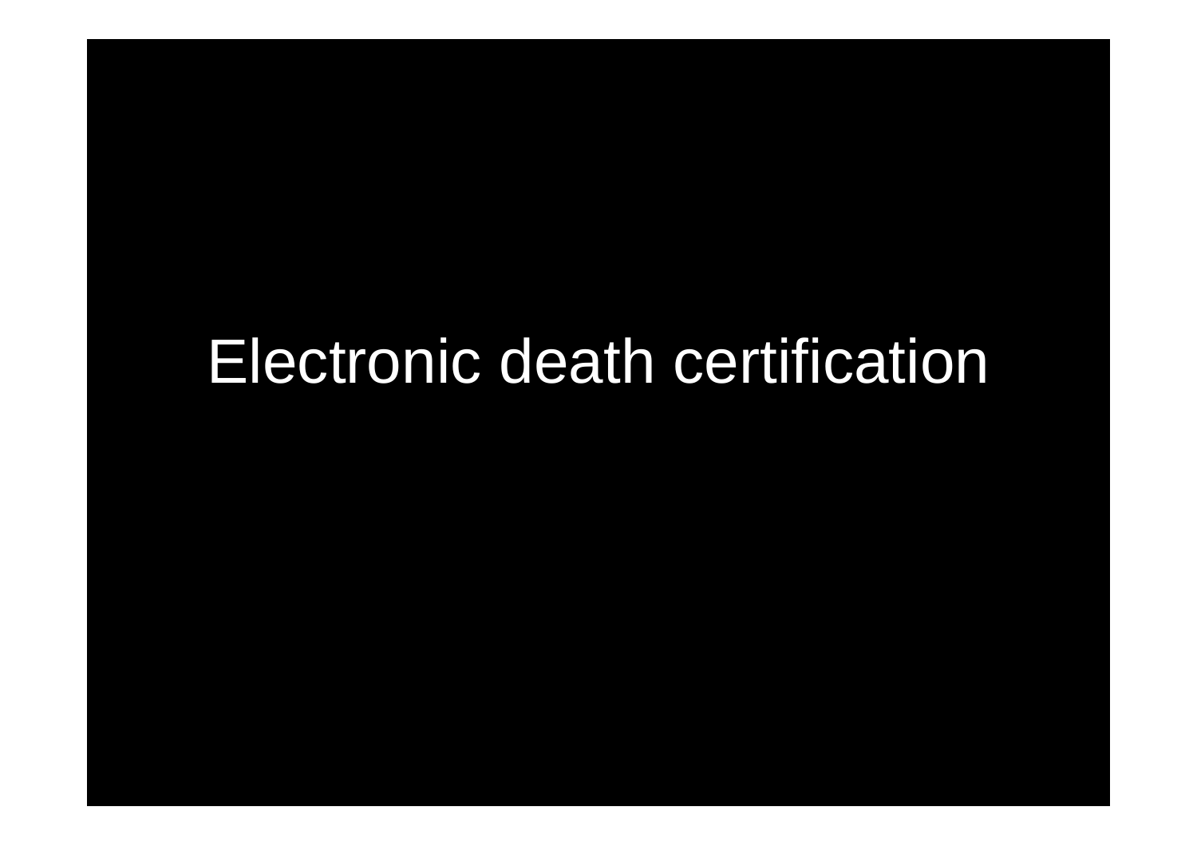# Electronic death certification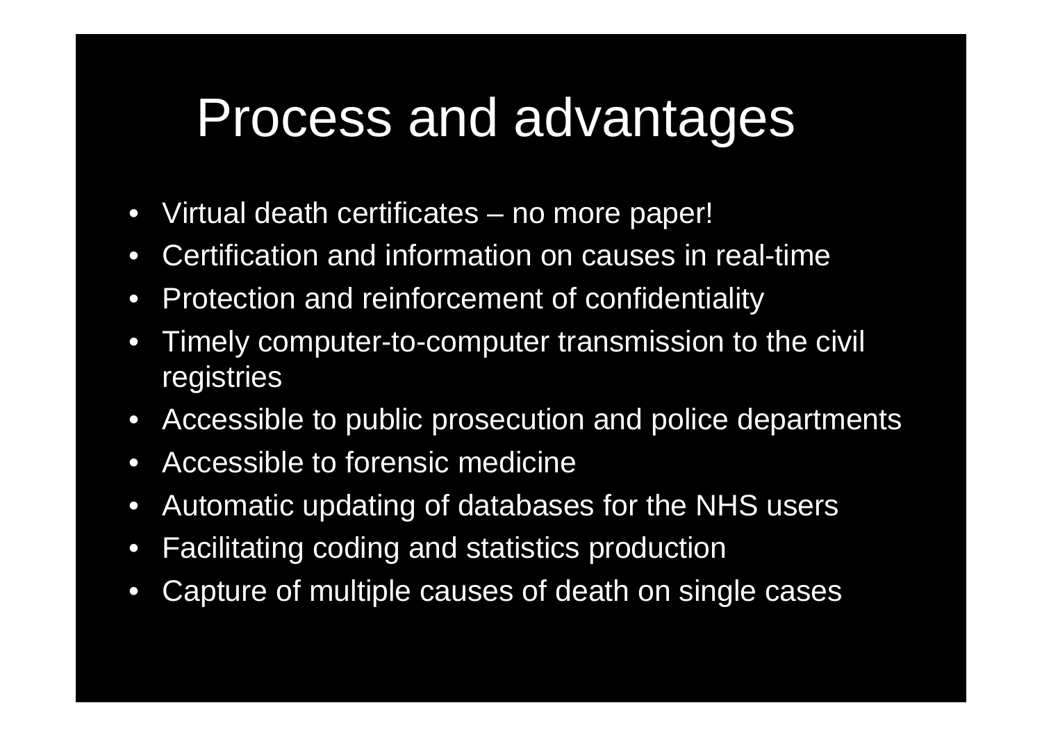# Process and advantages

- Virtual death certificates – no more paper!
- Certification and information on causes in real-time
- Protection and reinforcement of confidentiality
- Timely computer-to-computer transmission to the civil registries
- Accessible to public prosecution and police departments
- Accessible to forensic medicine
- Automatic updating of databases for the NHS users
- Facilitating coding and statistics production
- Capture of multiple causes of death on single cases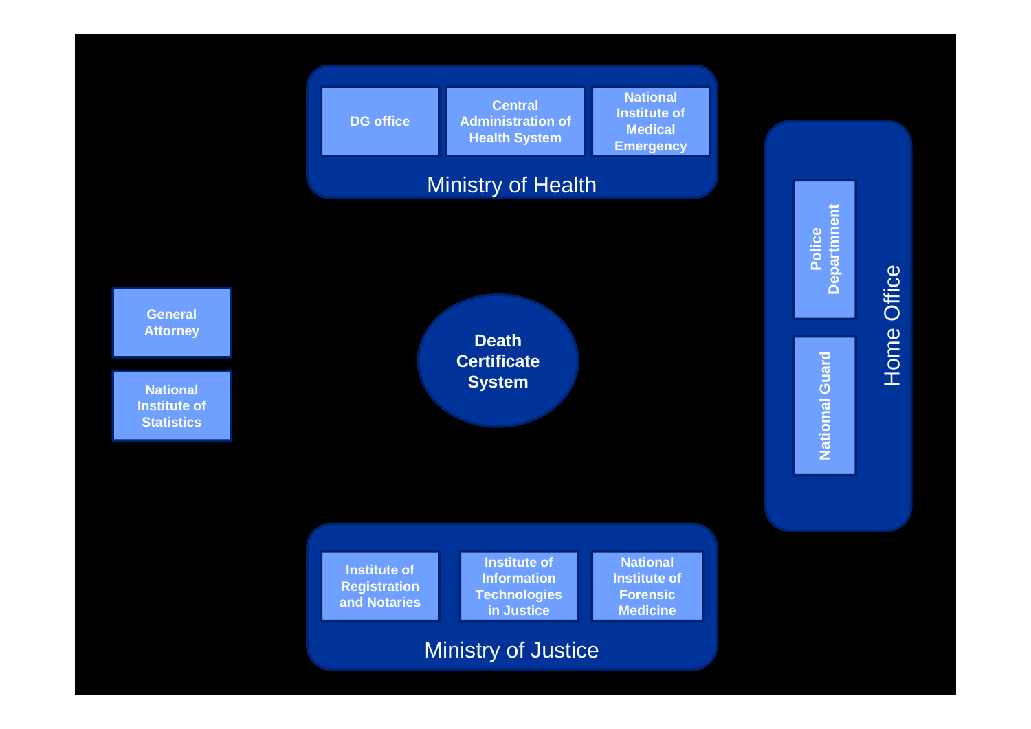Ministry of Health

- DG office
- Central Administration of Health System
- National Institute of Medical Emergency

General Attorney

National Institute of Statistics

Death Certificate System

Home Office

- Police Departmnent
- Natiomal Guard

Ministry of Justice

- Institute of Registration and Notaries
- Institute of Information Technologies in Justice
- National Institute of Forensic Medicine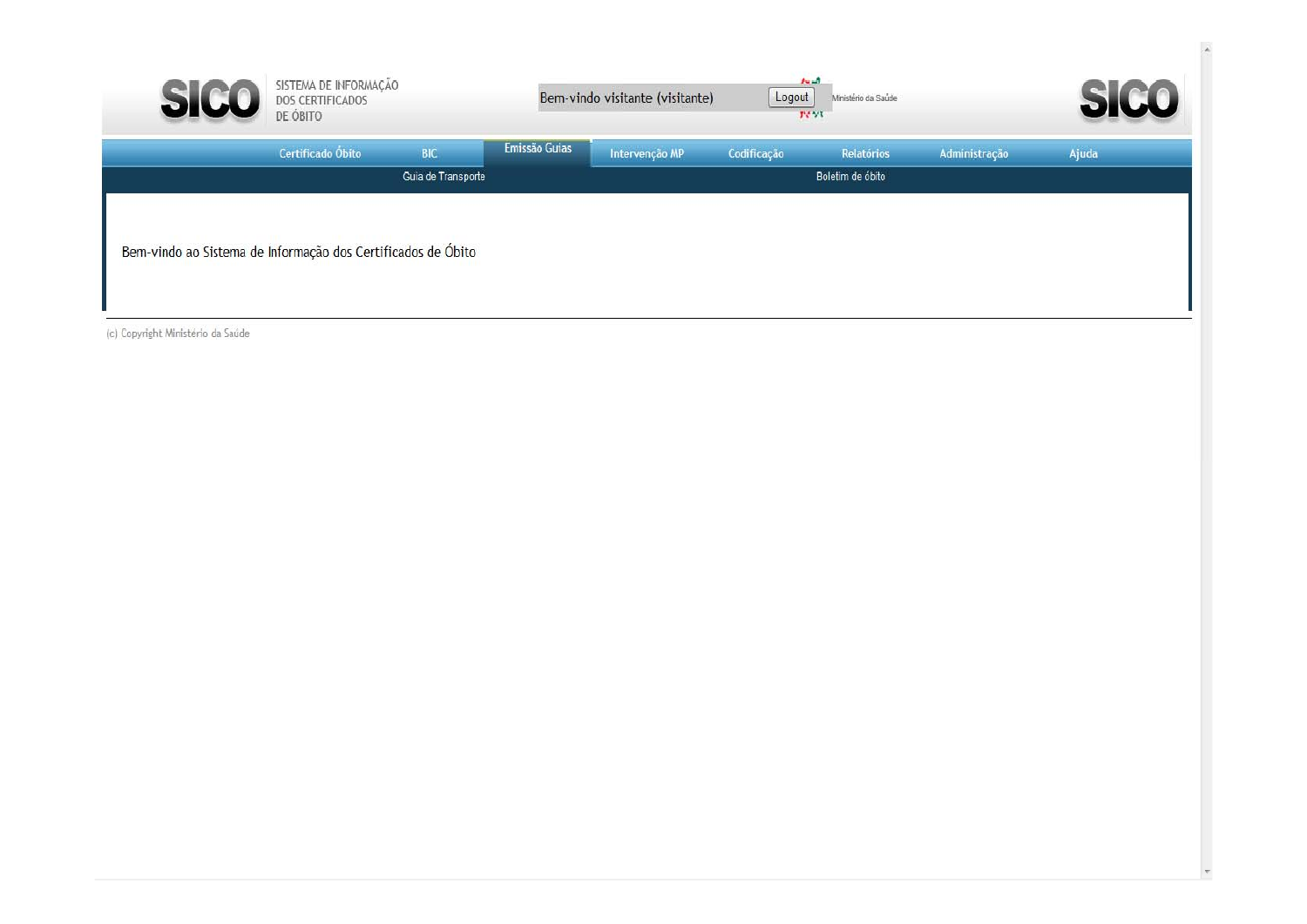SICO SISTEMA DE INFORMAÇÃO DOS CERTIFICADOS DE ÓBITO

Bem-vindo visitante (visitante) Logout

Ministério da Saúde

SICO

Certificado Óbito | BIC | Emissão Guias | Intervenção MP | Codificação | Relatórios | Administração | Ajuda

Guia de Transporte | Boletim de óbito

Bem-vindo ao Sistema de Informação dos Certificados de Óbito

(c) Copyright Ministério da Saúde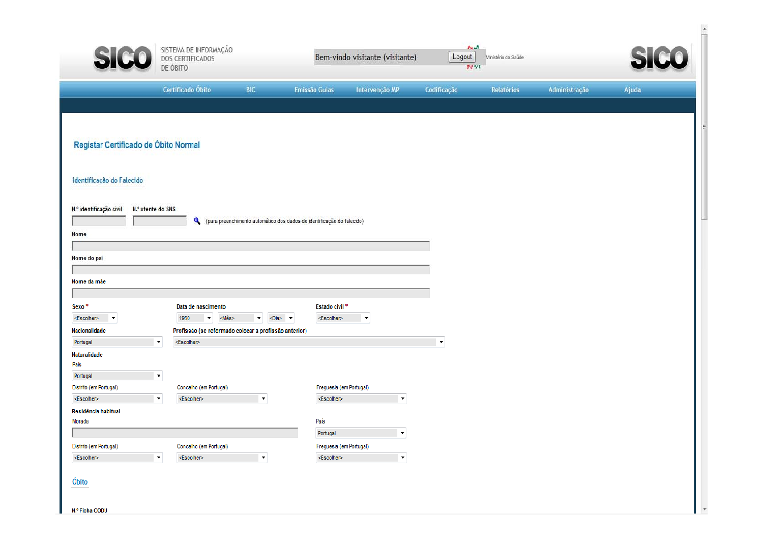SICO

SISTEMA DE INFORMAÇÃO DOS CERTIFICADOS DE ÓBITO

Bem-vindo visitante (visitante) Logout

Ministério da Saúde

SICO

Certificado Óbito | BIC | Emissão Guias | Intervenção MP | Codificação | Relatórios | Administração | Ajuda

## Registar Certificado de Óbito Normal

### Identificação do Falecido

N.º identificação civil

N.º utente do SNS

(para preenchimento automático dos dados de identificação do falecido)

Nome

Nome do pai

Nome da mãe

Sexo * <Escolher>

Data de nascimento 1950 <Mês> <Dia>

Estado civil * <Escolher>

Nacionalidade Portugal

Profissão (se reformado colocar a profissão anterior) <Escolher>

Naturalidade

País Portugal

Distrito (em Portugal) <Escolher>

Concelho (em Portugal) <Escolher>

Freguesia (em Portugal) <Escolher>

Residência habitual

Morada

País Portugal

Distrito (em Portugal) <Escolher>

Concelho (em Portugal) <Escolher>

Freguesia (em Portugal) <Escolher>

### Óbito

N.º Ficha CODU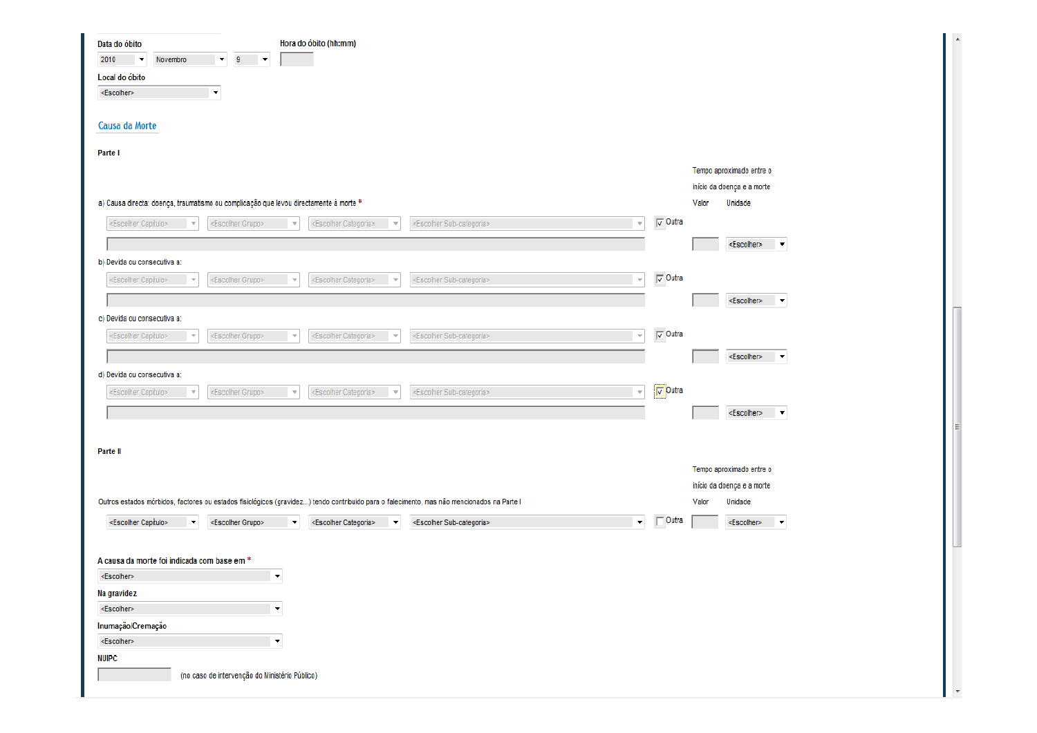Data do óbito

2010 | Novembro | 9

Hora do óbito (hh:mm)

Local do óbito

<Escolher>

## Causa da Morte

**Parte I**

| | Tempo aproximado entre o início da doença e a morte | |
|---|---|---|
| | Valor | Unidade |
| a) Causa directa: doença, traumatismo ou complicação que levou directamente à morte * | | |
| <Escolher Capítulo> <Escolher Grupo> <Escolher Categoria> <Escolher Sub-categoria> ☑ Outra | | <Escolher> |
| b) Devida ou consecutiva a: | | |
| <Escolher Capítulo> <Escolher Grupo> <Escolher Categoria> <Escolher Sub-categoria> ☑ Outra | | <Escolher> |
| c) Devida ou consecutiva a: | | |
| <Escolher Capítulo> <Escolher Grupo> <Escolher Categoria> <Escolher Sub-categoria> ☑ Outra | | <Escolher> |
| d) Devida ou consecutiva a: | | |
| <Escolher Capítulo> <Escolher Grupo> <Escolher Categoria> <Escolher Sub-categoria> ☑ Outra | | <Escolher> |

**Parte II**

| | Tempo aproximado entre o início da doença e a morte | |
|---|---|---|
| | Valor | Unidade |
| Outros estados mórbidos, factores ou estados fisiológicos (gravidez...) tendo contribuído para o falecimento, mas não mencionados na Parte I | | |
| <Escolher Capítulo> <Escolher Grupo> <Escolher Categoria> <Escolher Sub-categoria> ☐ Outra | | <Escolher> |

**A causa da morte foi indicada com base em** *

<Escolher>

**Na gravidez**

<Escolher>

**Inumação/Cremação**

<Escolher>

**NUIPC**

(no caso de intervenção do Ministério Público)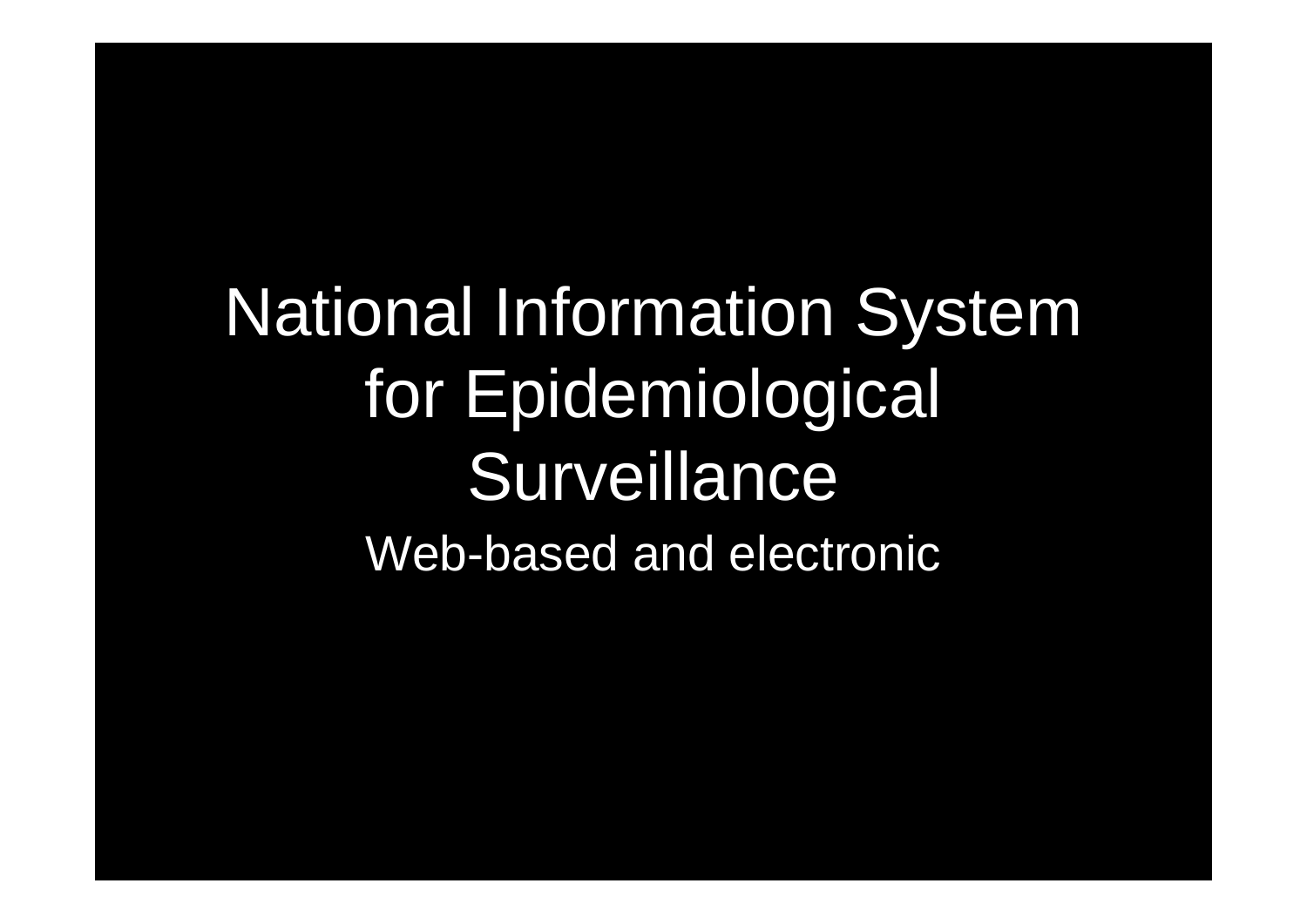# National Information System for Epidemiological Surveillance

Web-based and electronic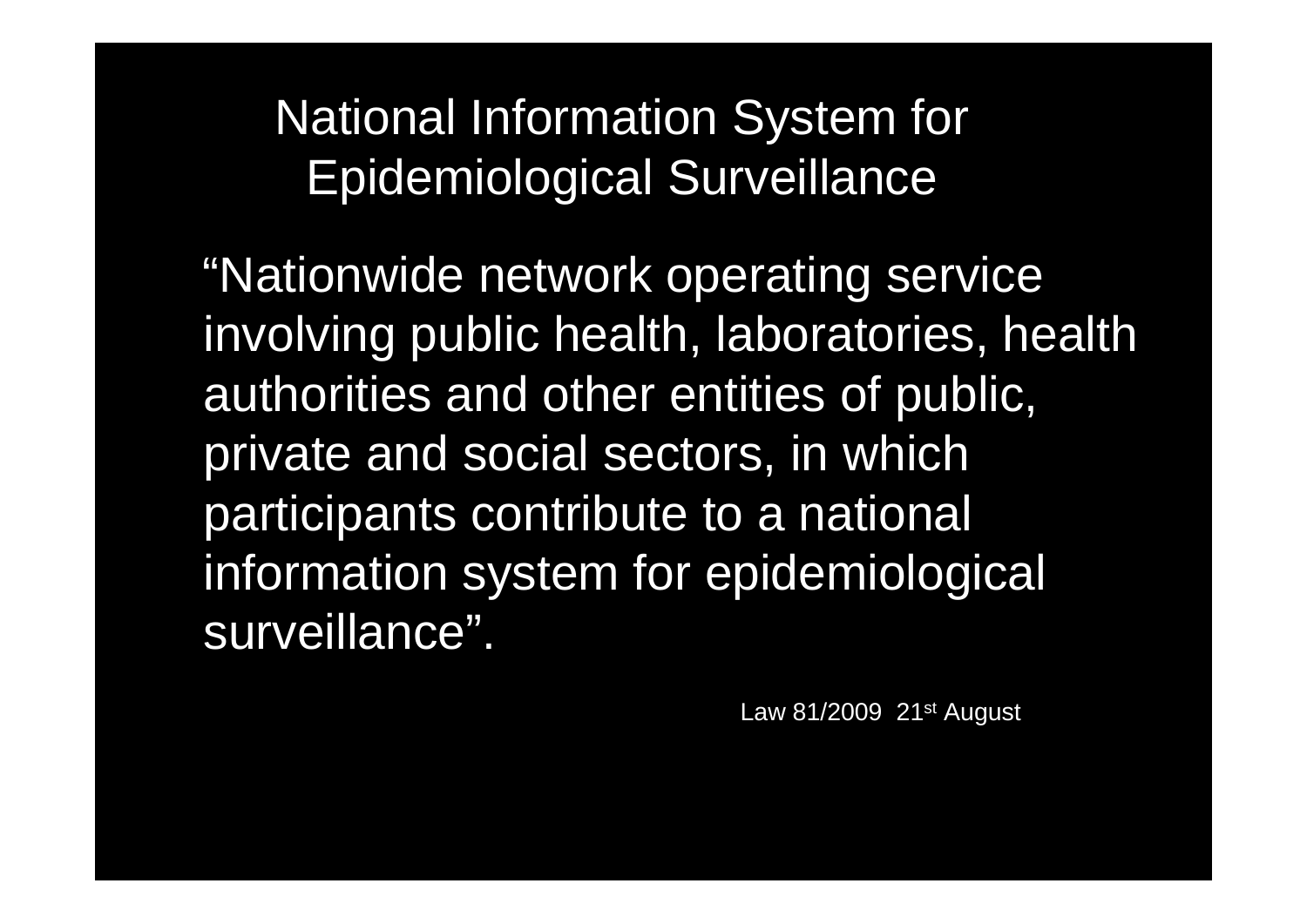# National Information System for Epidemiological Surveillance

"Nationwide network operating service involving public health, laboratories, health authorities and other entities of public, private and social sectors, in which participants contribute to a national information system for epidemiological surveillance".

Law 81/2009 21st August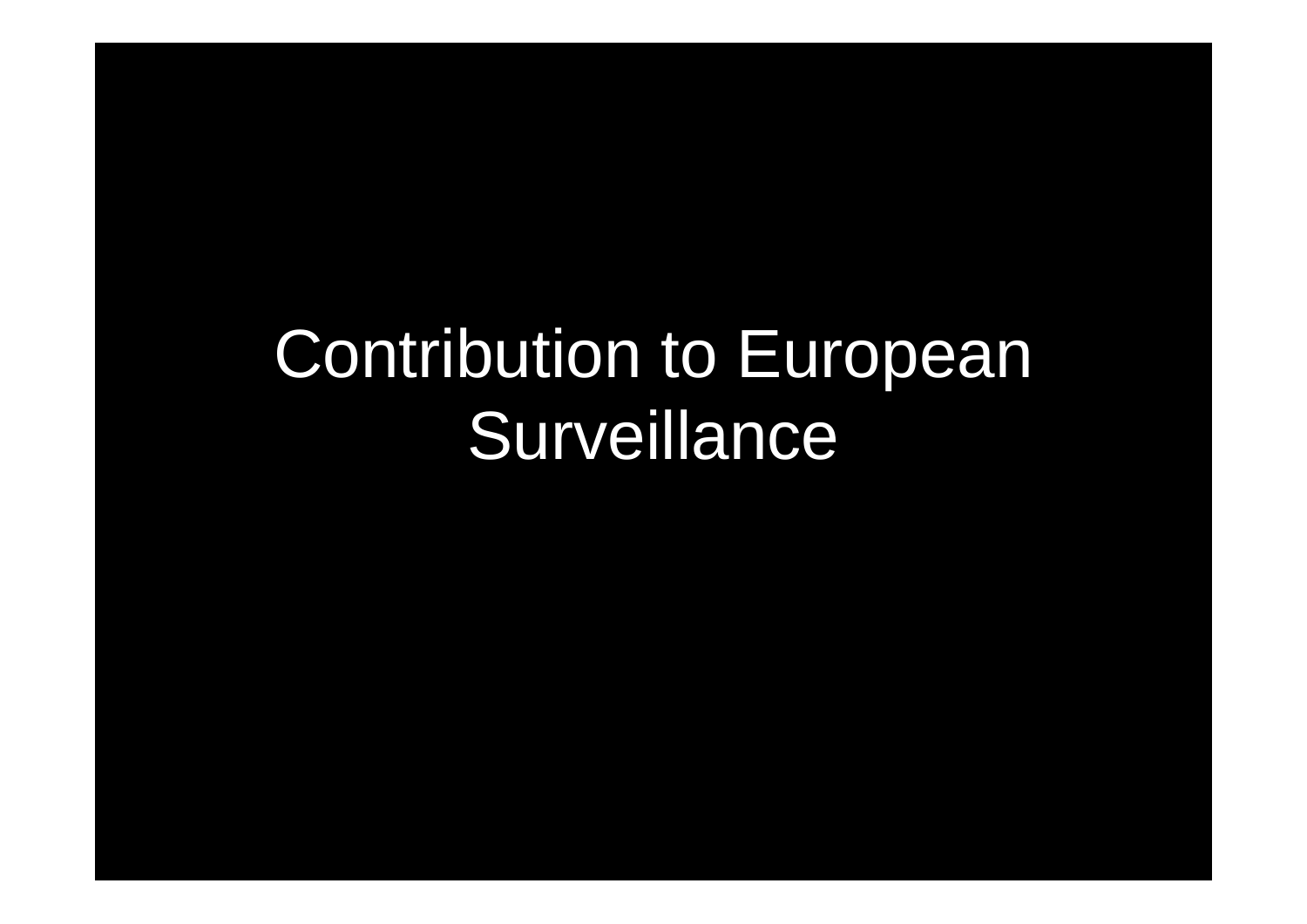# Contribution to European Surveillance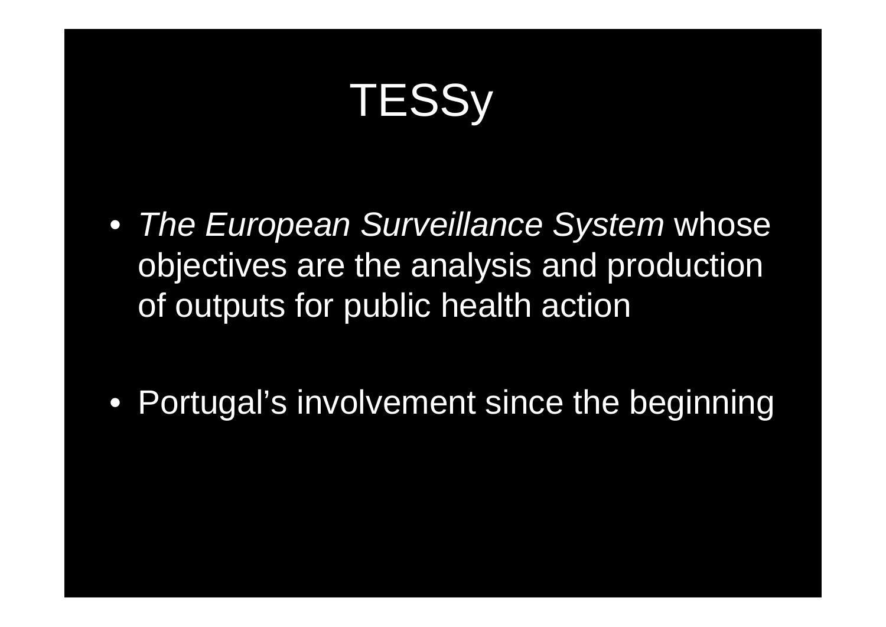# TESSy

- *The European Surveillance System* whose objectives are the analysis and production of outputs for public health action

- Portugal’s involvement since the beginning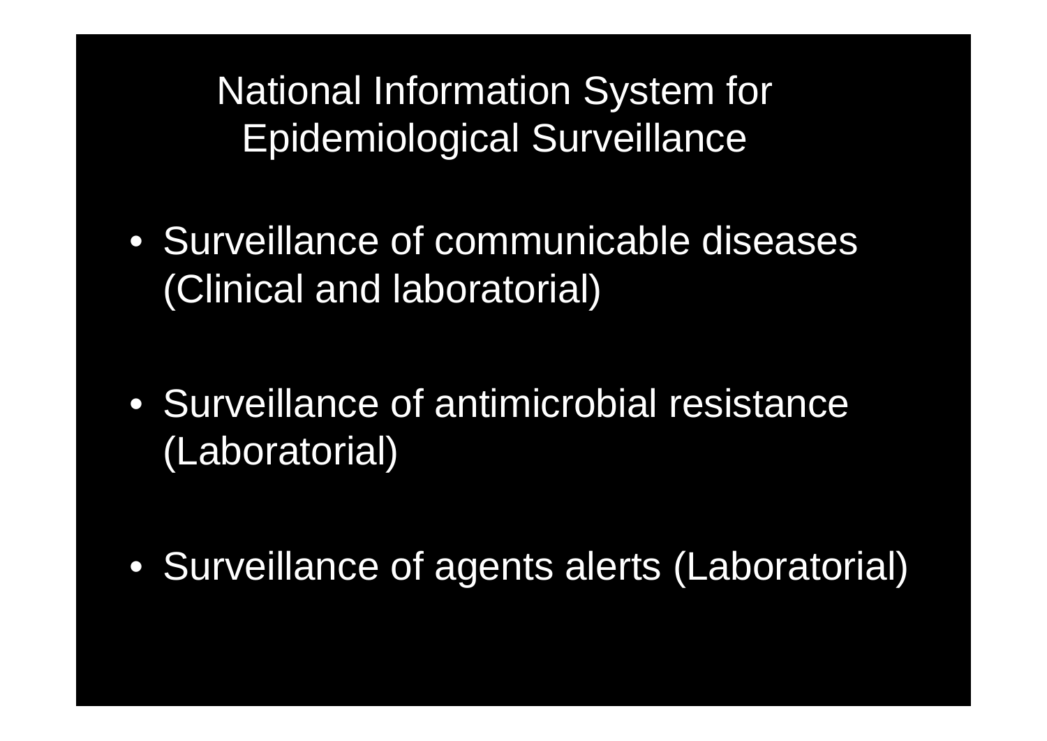# National Information System for Epidemiological Surveillance

- Surveillance of communicable diseases (Clinical and laboratorial)
- Surveillance of antimicrobial resistance (Laboratorial)
- Surveillance of agents alerts (Laboratorial)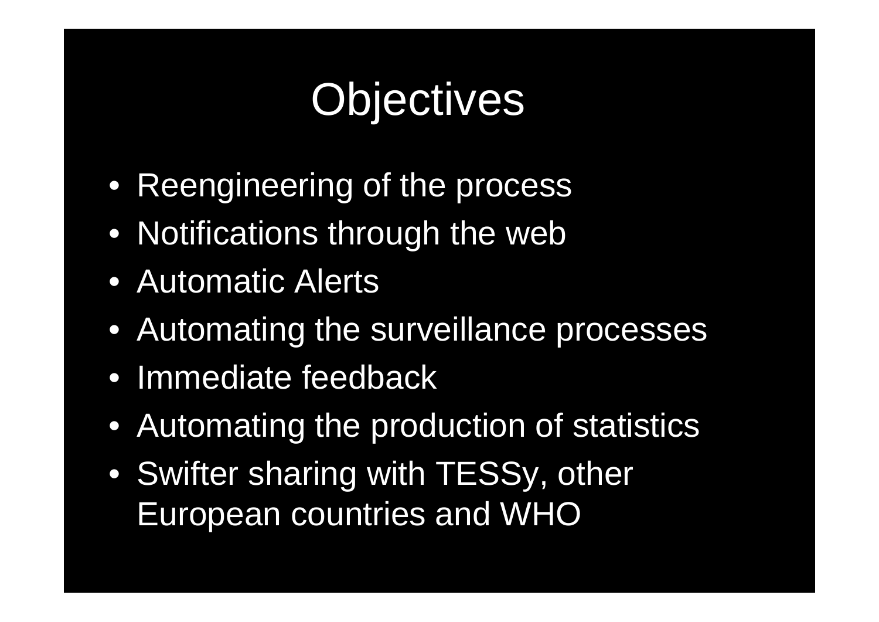# Objectives

- Reengineering of the process
- Notifications through the web
- Automatic Alerts
- Automating the surveillance processes
- Immediate feedback
- Automating the production of statistics
- Swifter sharing with TESSy, other European countries and WHO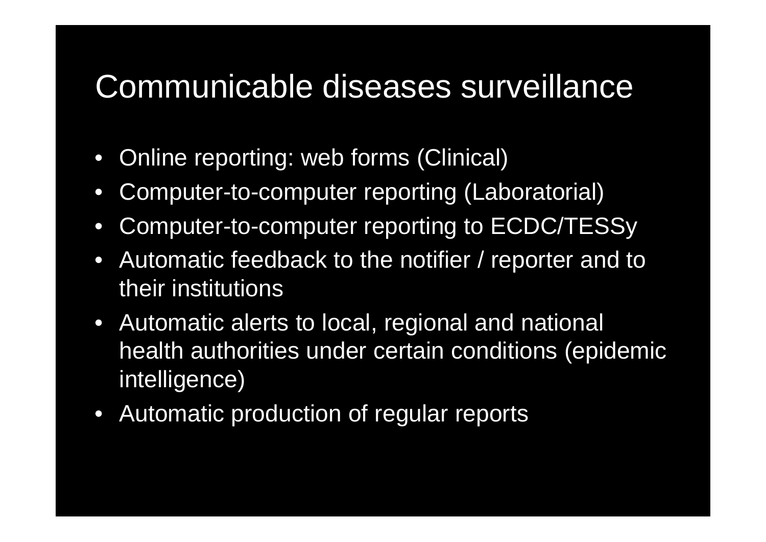# Communicable diseases surveillance

- Online reporting: web forms (Clinical)
- Computer-to-computer reporting (Laboratorial)
- Computer-to-computer reporting to ECDC/TESSy
- Automatic feedback to the notifier / reporter and to their institutions
- Automatic alerts to local, regional and national health authorities under certain conditions (epidemic intelligence)
- Automatic production of regular reports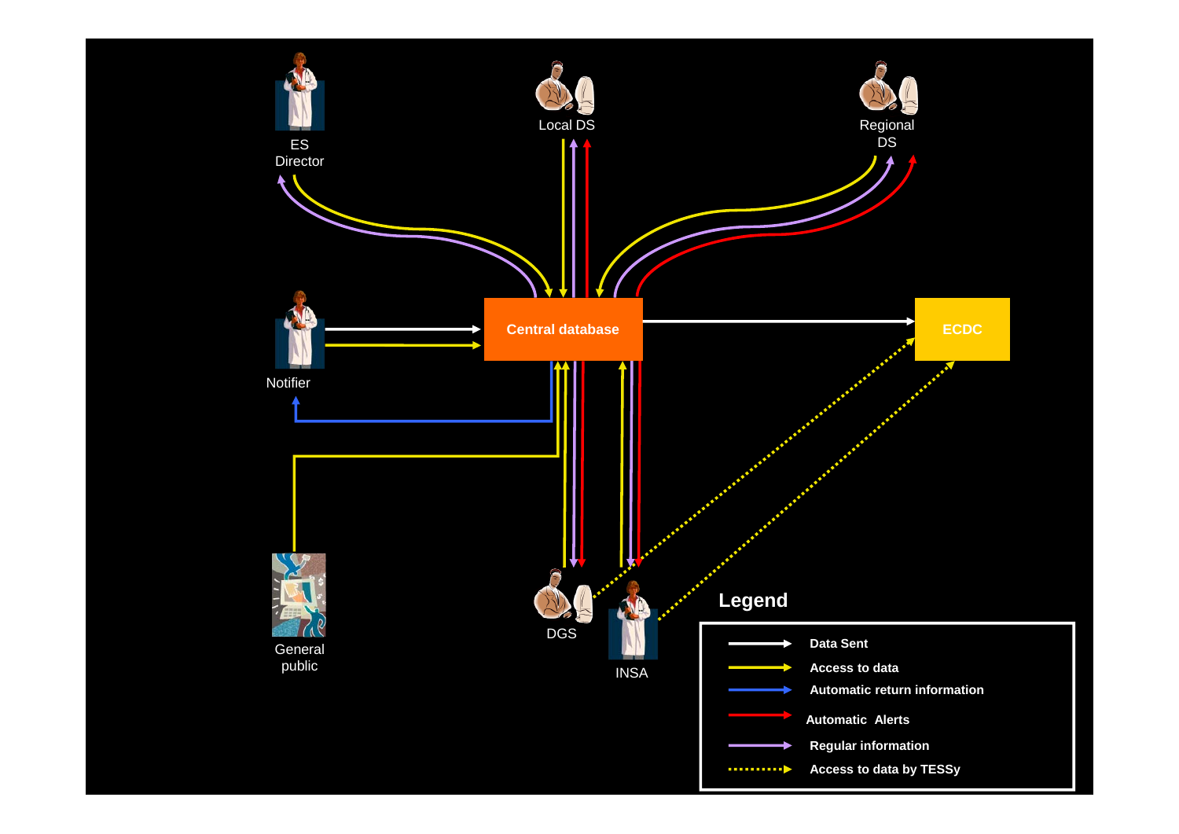ES Director

Local DS

Regional DS

Notifier

Central database

ECDC

General public

DGS

INSA

## Legend

- Data Sent
- Access to data
- Automatic return information
- Automatic Alerts
- Regular information
- Access to data by TESSy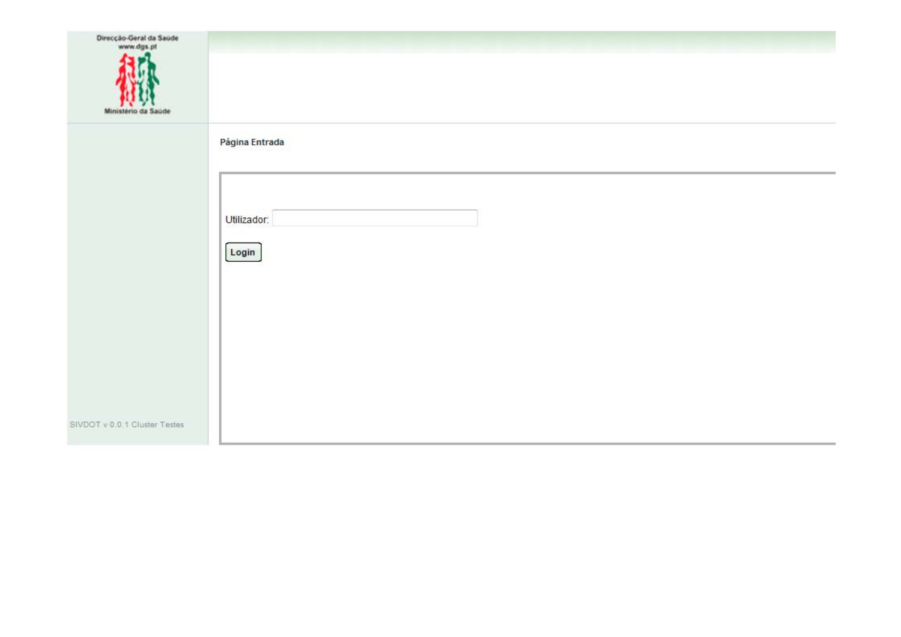Direcção-Geral da Saúde
www.dgs.pt

Ministério da Saúde

**Página Entrada**

Utilizador:

Login

SIVDOT v 0.0.1 Cluster Testes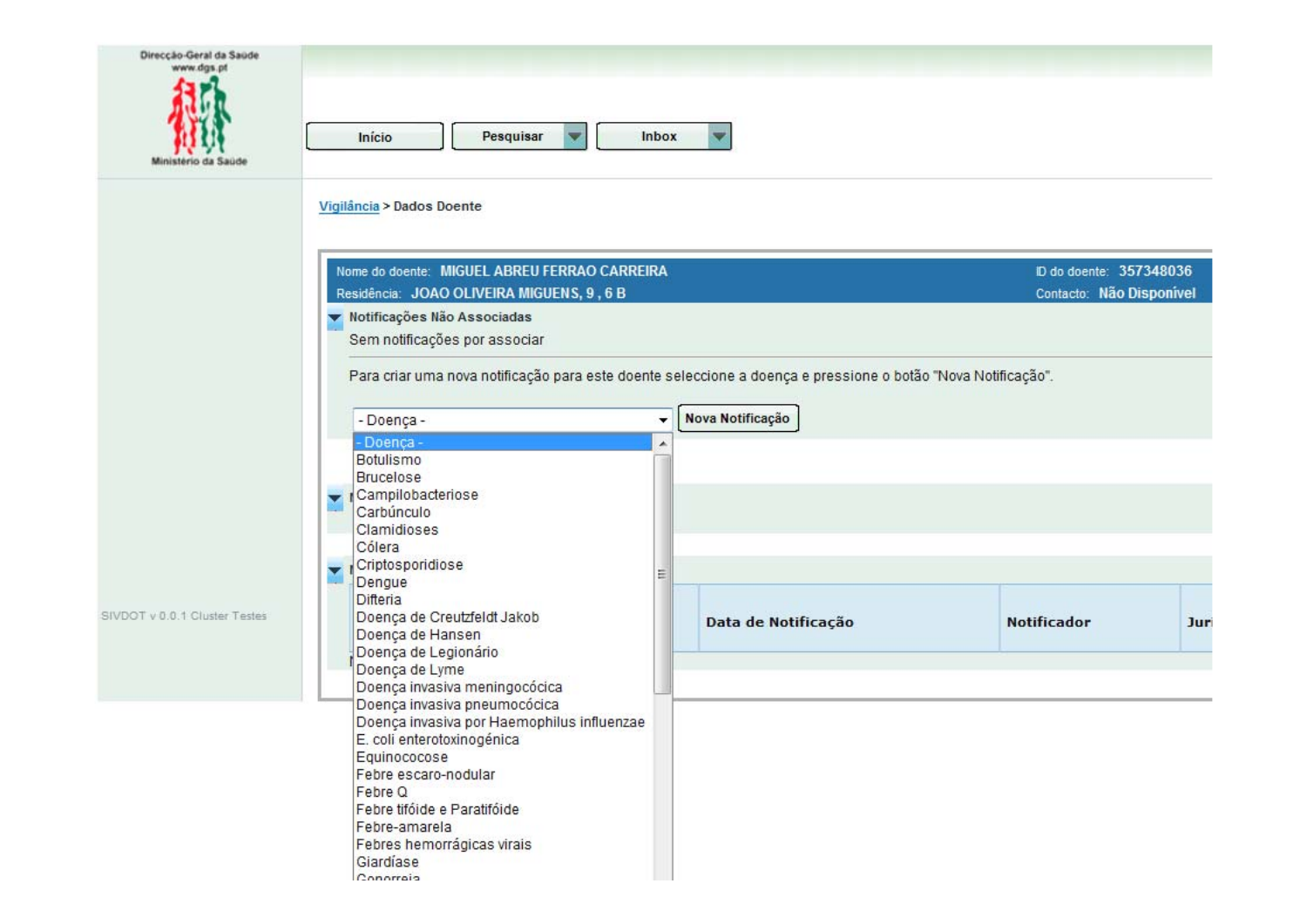Direcção-Geral da Saúde
www.dgs.pt

Ministério da Saúde

Início | Pesquisar | Inbox

[Vigilância] > Dados Doente

Nome do doente: MIGUEL ABREU FERRAO CARREIRA
ID do doente: 357348036

Residência: JOAO OLIVEIRA MIGUENS, 9 , 6 B
Contacto: Não Disponível

Notificações Não Associadas

Sem notificações por associar

Para criar uma nova notificação para este doente seleccione a doença e pressione o botão "Nova Notificação".

- Doença - | Nova Notificação

- Doença -
Botulismo
Brucelose
Campilobacteriose
Carbúnculo
Clamidioses
Cólera
Criptosporidiose
Dengue
Difteria
Doença de Creutzfeldt Jakob
Doença de Hansen
Doença de Legionário
Doença de Lyme
Doença invasiva meningocócica
Doença invasiva pneumocócica
Doença invasiva por Haemophilus influenzae
E. coli enterotoxinogénica
Equinococose
Febre escaro-nodular
Febre Q
Febre tifóide e Paratifóide
Febre-amarela
Febres hemorrágicas virais
Giardíase
Gonorreia

| Data de Notificação | Notificador | Juri |
|---|---|---|

SIVDOT v 0.0.1 Cluster Testes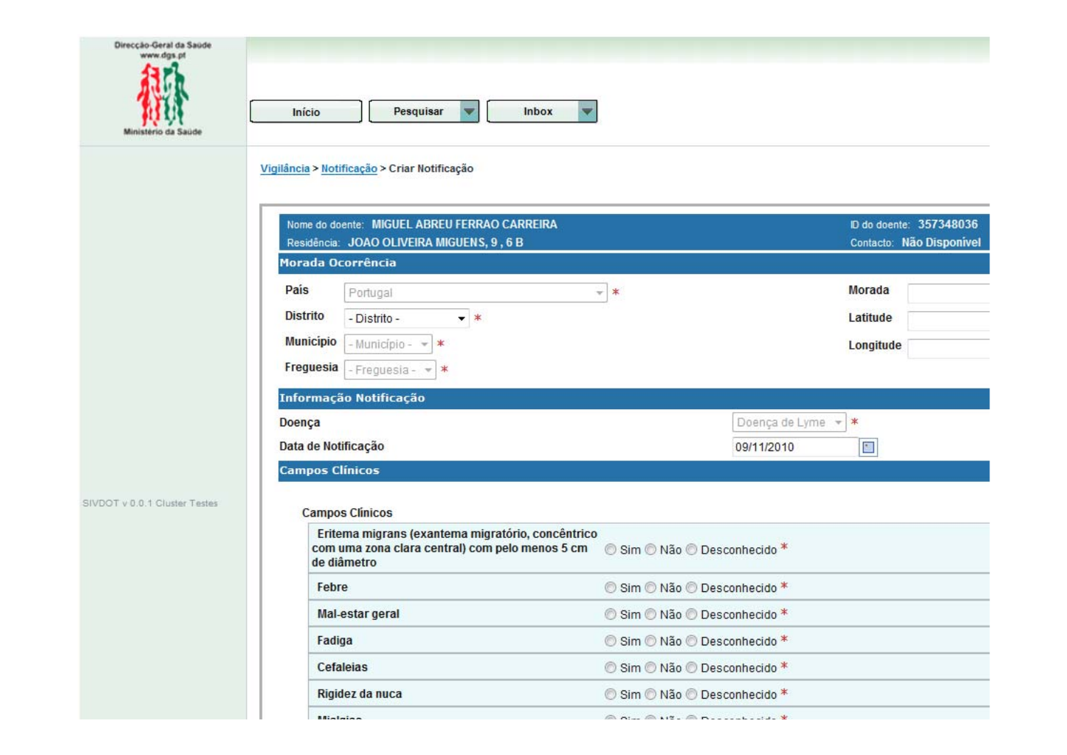Direcção-Geral da Saúde
www.dgs.pt

Ministério da Saúde

Início | Pesquisar | Inbox

SIVDOT v 0.0.1 Cluster Testes

Vigilância > Notificação > Criar Notificação

Nome do doente: MIGUEL ABREU FERRAO CARREIRA — ID do doente: 357348036

Residência: JOAO OLIVEIRA MIGUENS, 9 , 6 B — Contacto: Não Disponível

## Morada Ocorrência

| | | | |
|---|---|---|---|
| País | Portugal * | Morada | |
| Distrito | - Distrito - * | Latitude | |
| Município | - Município - * | Longitude | |
| Freguesia | - Freguesia - * | | |

## Informação Notificação

| | |
|---|---|
| Doença | Doença de Lyme * |
| Data de Notificação | 09/11/2010 |

## Campos Clínicos

Campos Clínicos

| | |
|---|---|
| Eritema migrans (exantema migratório, concêntrico com uma zona clara central) com pelo menos 5 cm de diâmetro | ○ Sim ○ Não ○ Desconhecido * |
| Febre | ○ Sim ○ Não ○ Desconhecido * |
| Mal-estar geral | ○ Sim ○ Não ○ Desconhecido * |
| Fadiga | ○ Sim ○ Não ○ Desconhecido * |
| Cefaleias | ○ Sim ○ Não ○ Desconhecido * |
| Rigidez da nuca | ○ Sim ○ Não ○ Desconhecido * |
| Mialgias | ○ Sim ○ Não ○ Desconhecido * |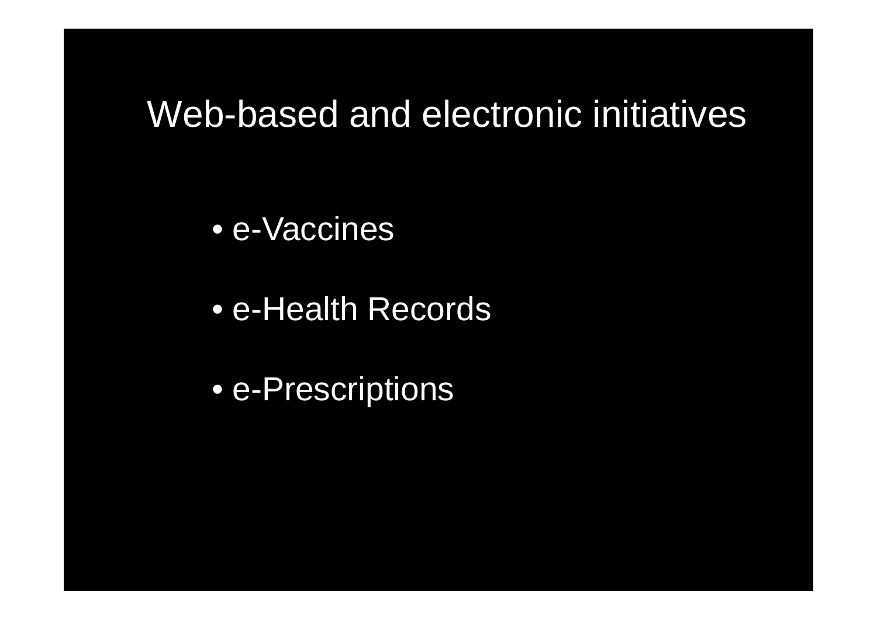# Web-based and electronic initiatives

- e-Vaccines
- e-Health Records
- e-Prescriptions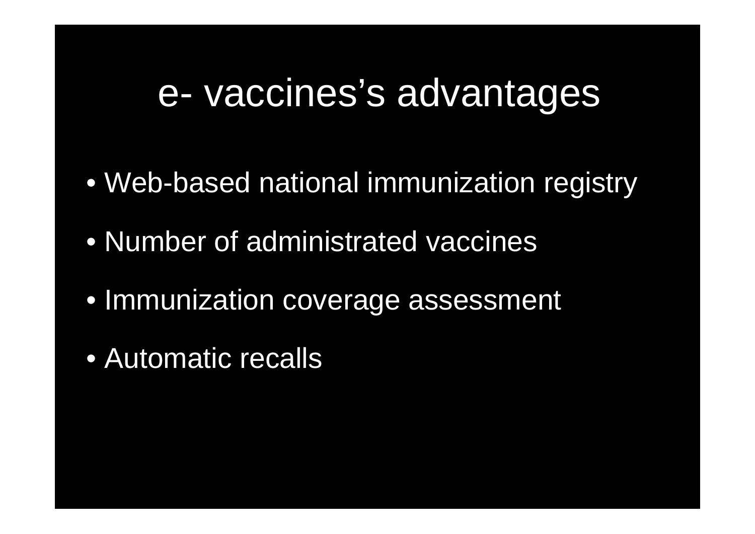# e- vaccines's advantages

- Web-based national immunization registry
- Number of administrated vaccines
- Immunization coverage assessment
- Automatic recalls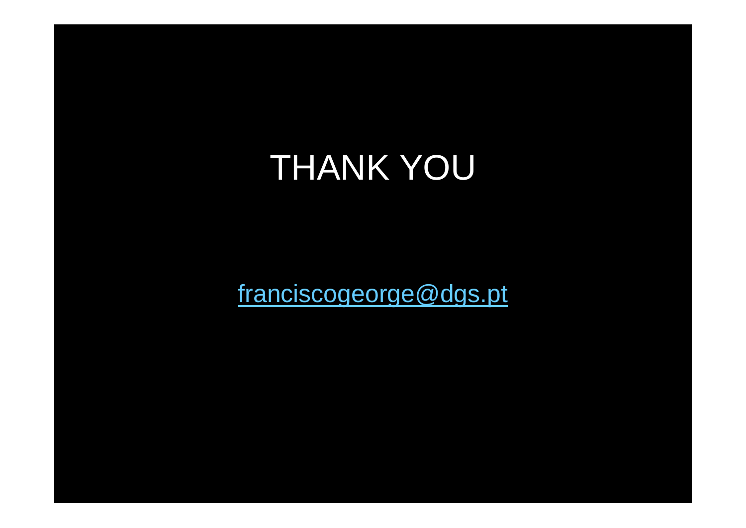# THANK YOU

franciscogeorge@dgs.pt